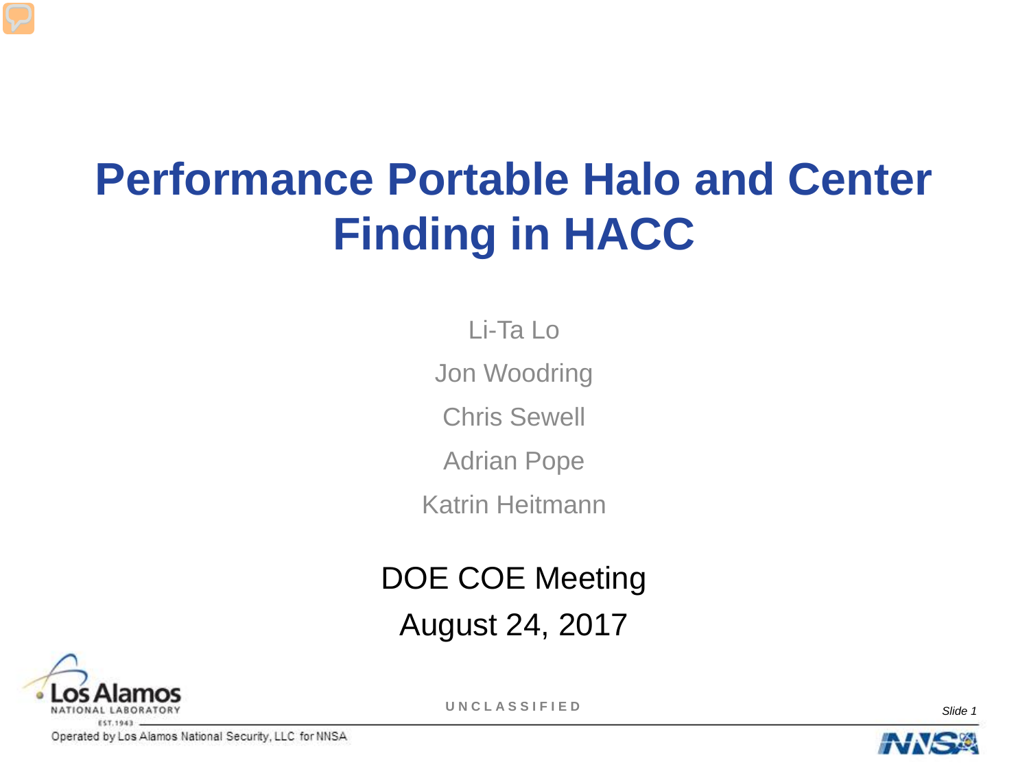# Performance Portable Halo and Center Finding in HACC

Li-Ta Lo

Jon Woodring

Chris Sewell

Adrian Pope

Katrin Heitmann

DOE COE Meeting

August 24, 2017

UNCLASSIFIED

Operated by Los Alamos National Security, LLC for NNSA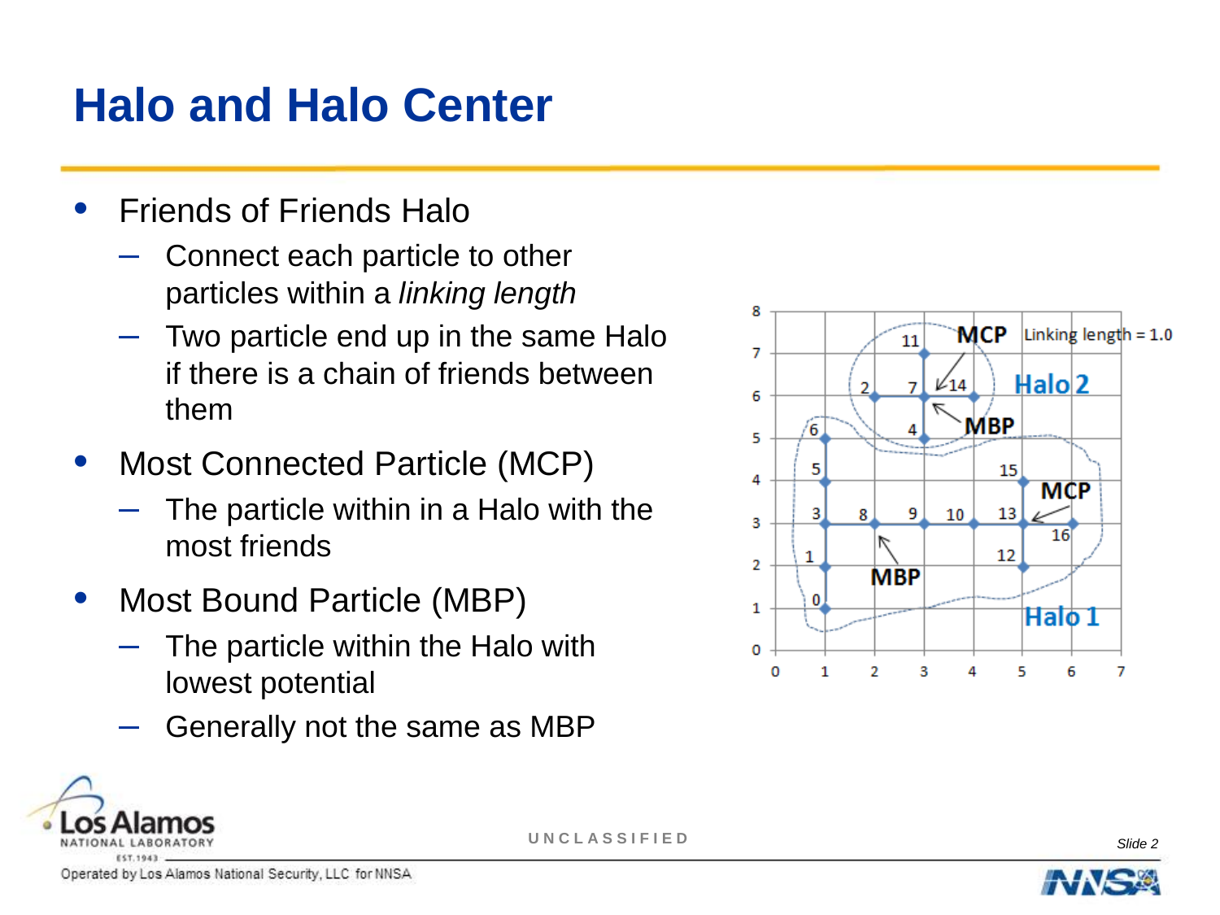# Halo and Halo Center

- Friends of Friends Halo
  - Connect each particle to other particles within a *linking length*
  - Two particle end up in the same Halo if there is a chain of friends between them
- Most Connected Particle (MCP)
  - The particle within in a Halo with the most friends
- Most Bound Particle (MBP)
  - The particle within the Halo with lowest potential
  - Generally not the same as MBP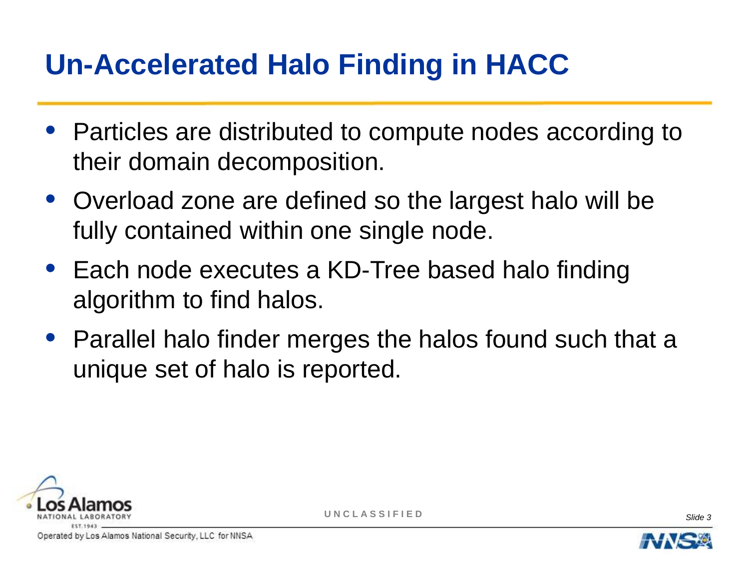# Un-Accelerated Halo Finding in HACC

- Particles are distributed to compute nodes according to their domain decomposition.
- Overload zone are defined so the largest halo will be fully contained within one single node.
- Each node executes a KD-Tree based halo finding algorithm to find halos.
- Parallel halo finder merges the halos found such that a unique set of halo is reported.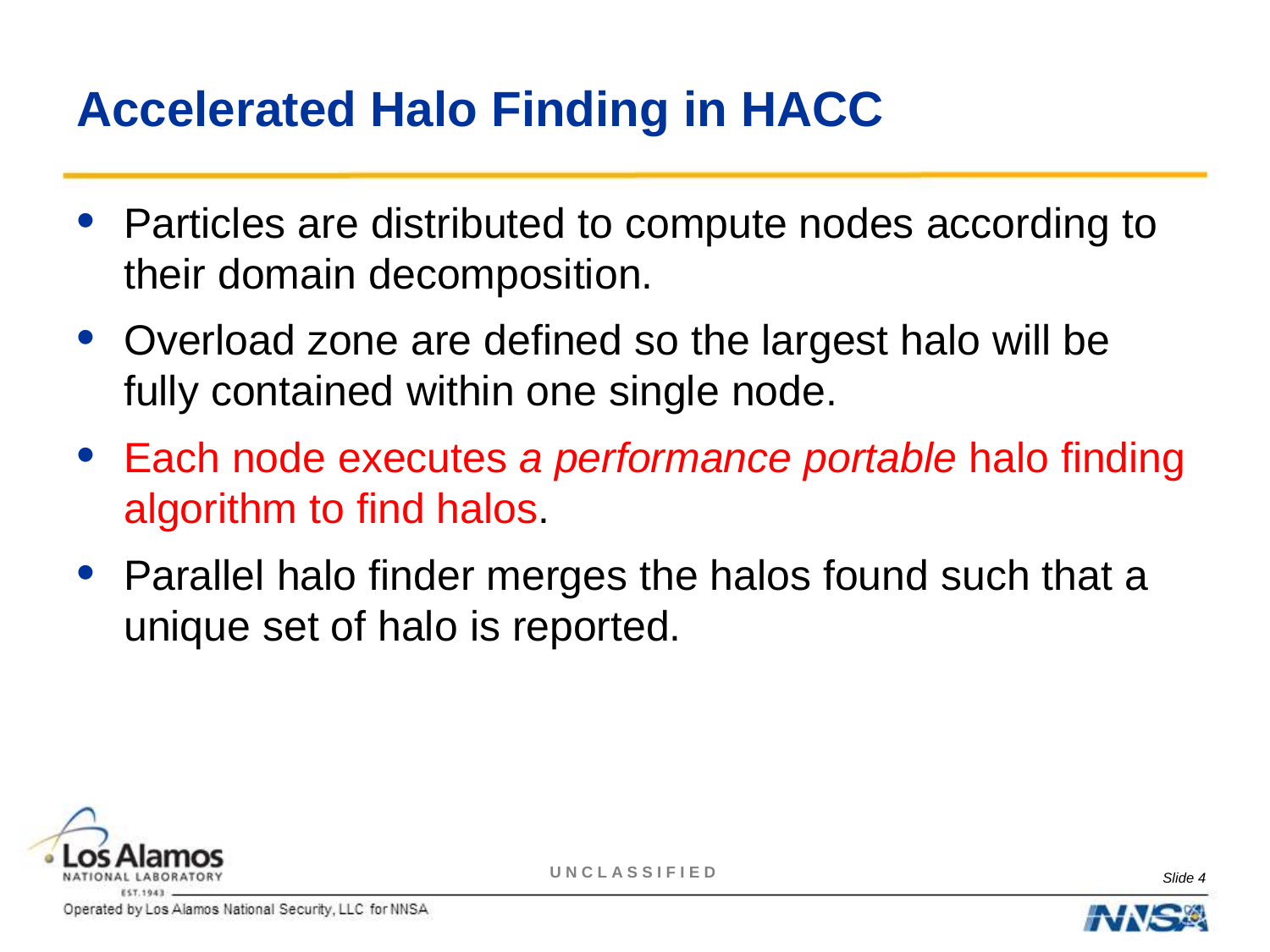# Accelerated Halo Finding in HACC

- Particles are distributed to compute nodes according to their domain decomposition.
- Overload zone are defined so the largest halo will be fully contained within one single node.
- Each node executes *a performance portable* halo finding algorithm to find halos.
- Parallel halo finder merges the halos found such that a unique set of halo is reported.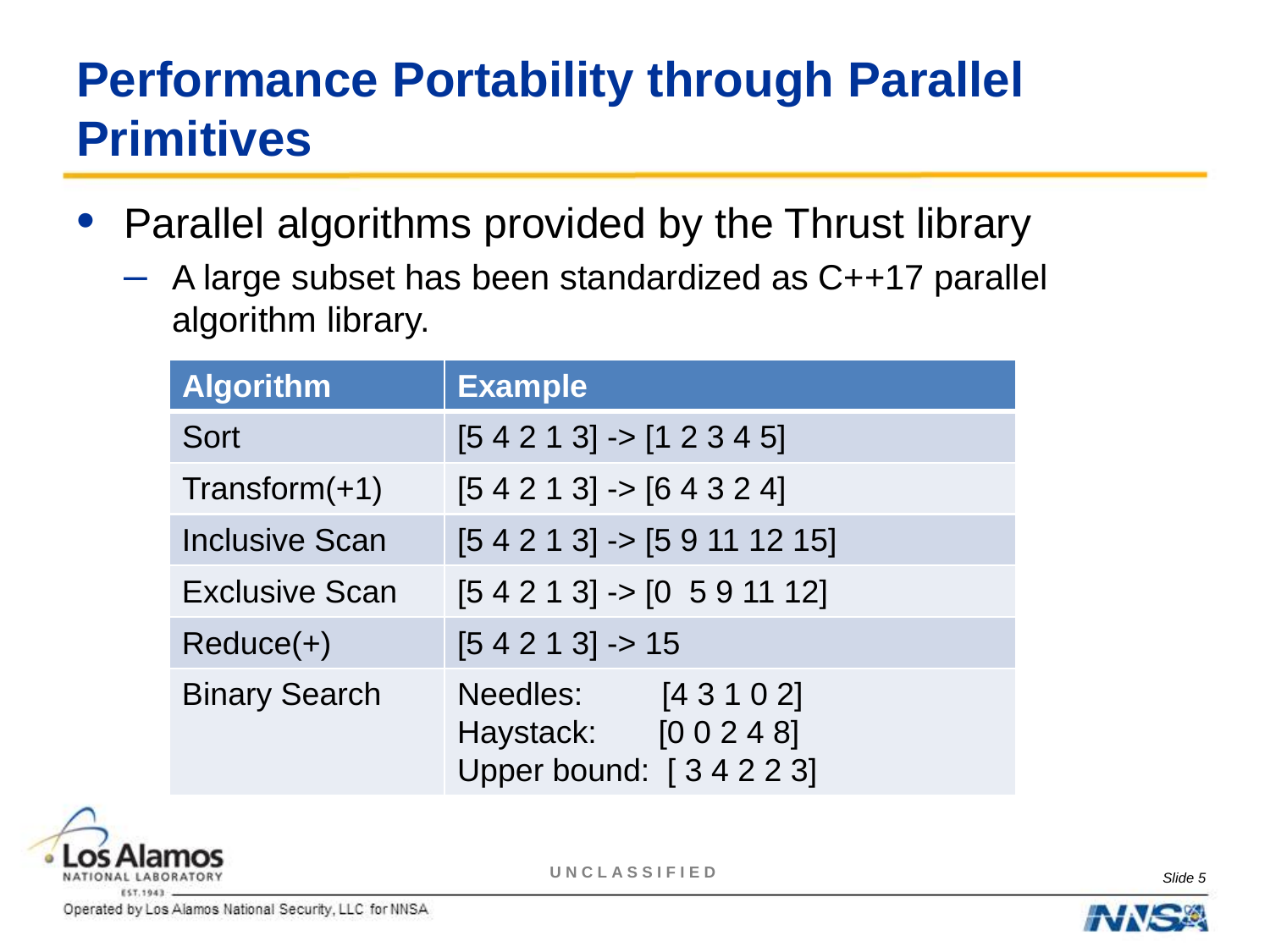# Performance Portability through Parallel Primitives

- Parallel algorithms provided by the Thrust library
  - A large subset has been standardized as C++17 parallel algorithm library.

| Algorithm | Example |
|---|---|
| Sort | [5 4 2 1 3] -> [1 2 3 4 5] |
| Transform(+1) | [5 4 2 1 3] -> [6 4 3 2 4] |
| Inclusive Scan | [5 4 2 1 3] -> [5 9 11 12 15] |
| Exclusive Scan | [5 4 2 1 3] -> [0 5 9 11 12] |
| Reduce(+) | [5 4 2 1 3] -> 15 |
| Binary Search | Needles: [4 3 1 0 2]<br>Haystack: [0 0 2 4 8]<br>Upper bound: [ 3 4 2 2 3] |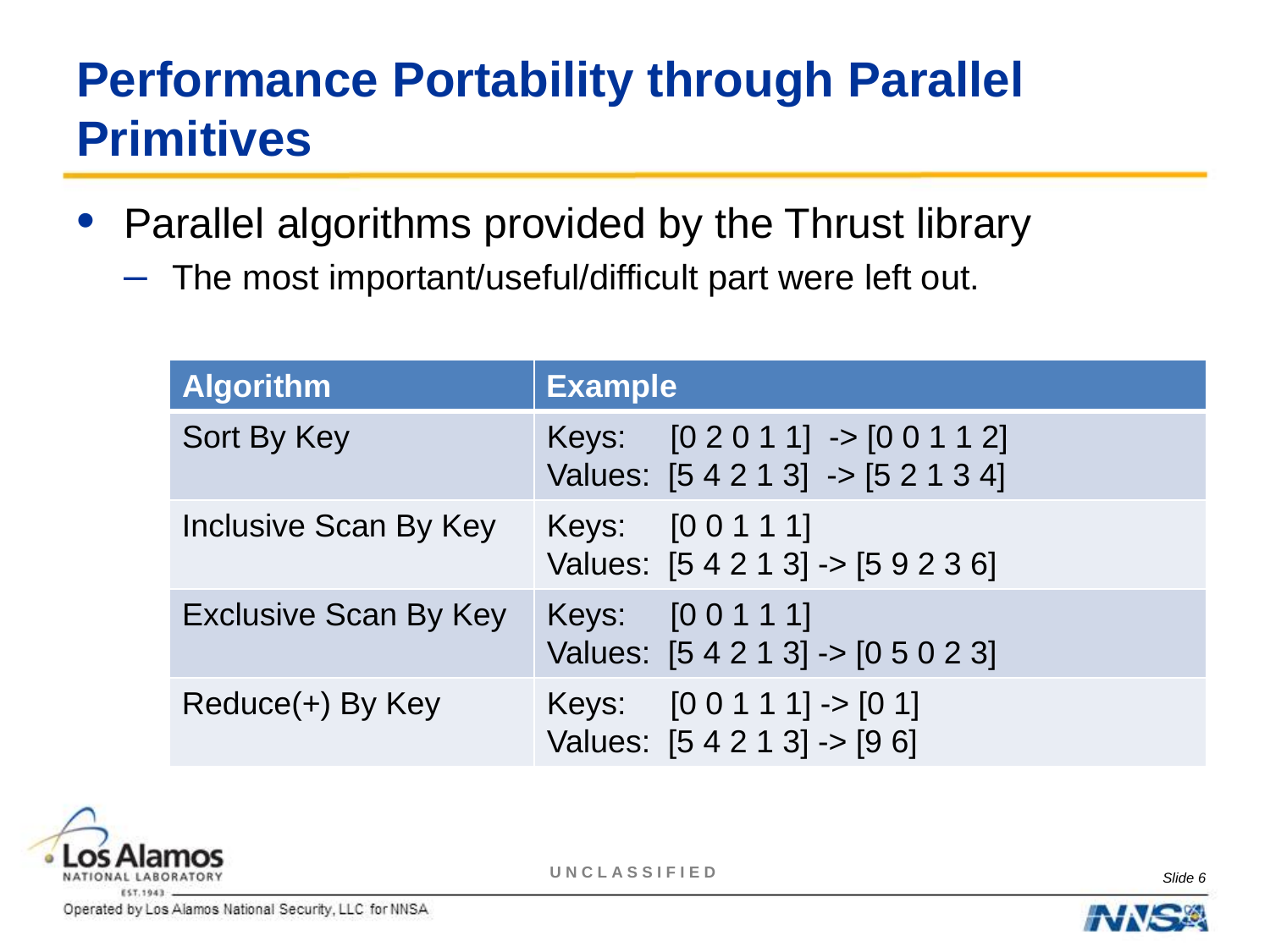# Performance Portability through Parallel Primitives

- Parallel algorithms provided by the Thrust library
  - The most important/useful/difficult part were left out.

| Algorithm | Example |
| --- | --- |
| Sort By Key | Keys: [0 2 0 1 1] -> [0 0 1 1 2]<br>Values: [5 4 2 1 3] -> [5 2 1 3 4] |
| Inclusive Scan By Key | Keys: [0 0 1 1 1]<br>Values: [5 4 2 1 3] -> [5 9 2 3 6] |
| Exclusive Scan By Key | Keys: [0 0 1 1 1]<br>Values: [5 4 2 1 3] -> [0 5 0 2 3] |
| Reduce(+) By Key | Keys: [0 0 1 1 1] -> [0 1]<br>Values: [5 4 2 1 3] -> [9 6] |

UNCLASSIFIED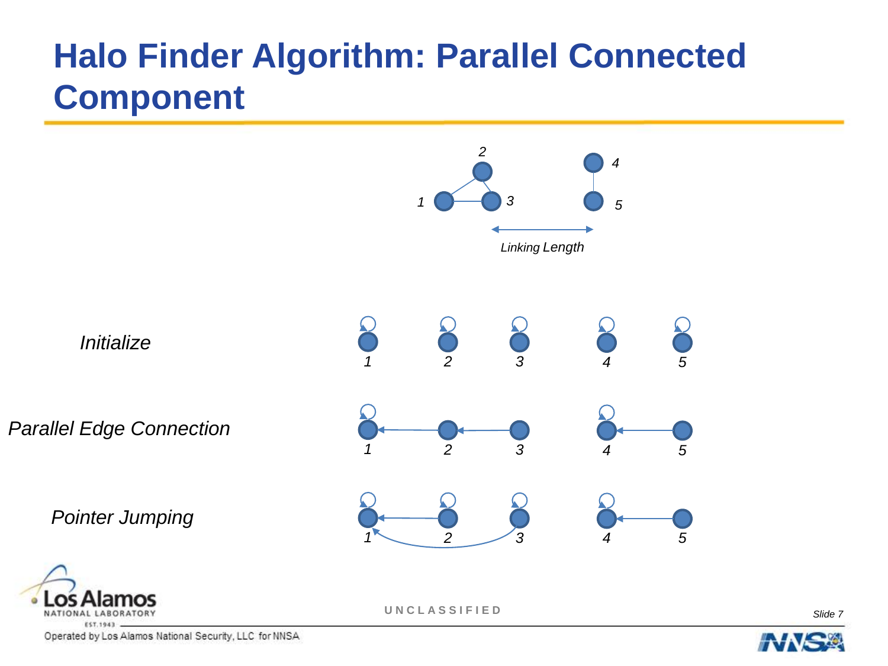# Halo Finder Algorithm: Parallel Connected Component

2

4

1

3

5

*Linking Length*

*Initialize*

1 2 3 4 5

*Parallel Edge Connection*

1 2 3 4 5

*Pointer Jumping*

1 2 3 4 5

UNCLASSIFIED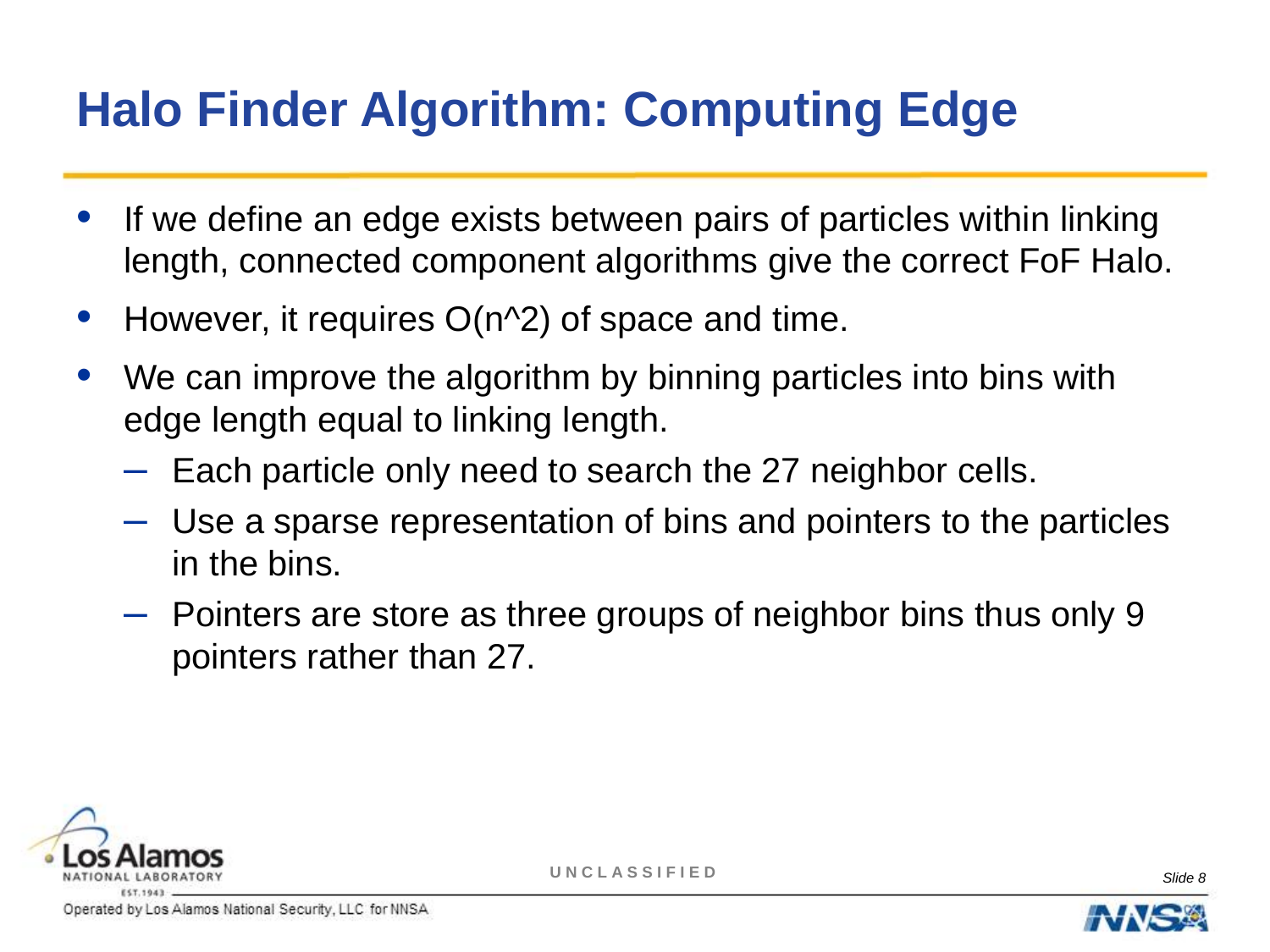# Halo Finder Algorithm: Computing Edge

- If we define an edge exists between pairs of particles within linking length, connected component algorithms give the correct FoF Halo.
- However, it requires O(n^2) of space and time.
- We can improve the algorithm by binning particles into bins with edge length equal to linking length.
  - Each particle only need to search the 27 neighbor cells.
  - Use a sparse representation of bins and pointers to the particles in the bins.
  - Pointers are store as three groups of neighbor bins thus only 9 pointers rather than 27.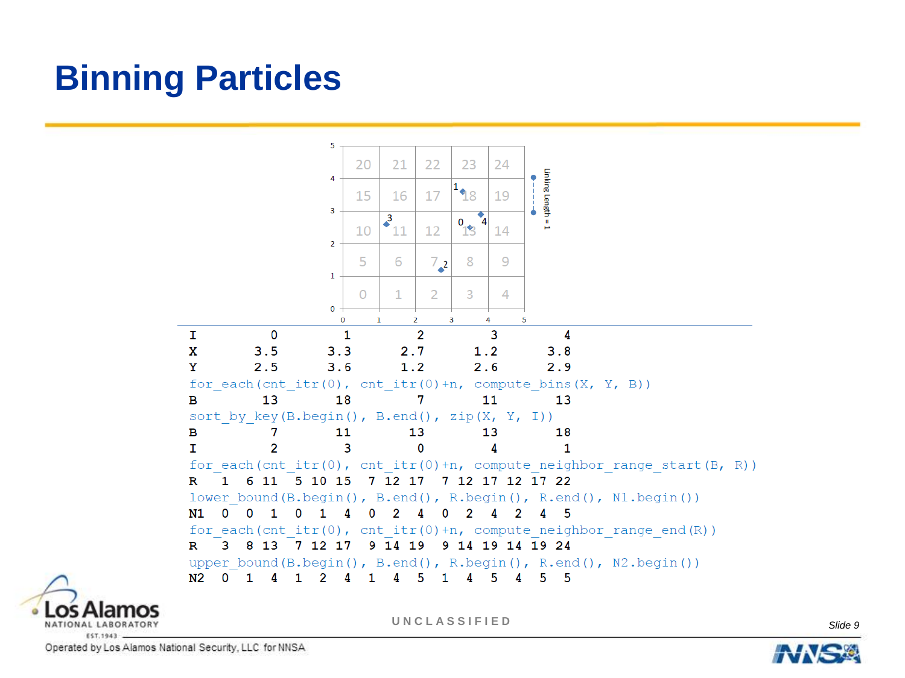# Binning Particles

```
I        0       1       2       3       4
X        3.5     3.3     2.7     1.2     3.8
Y        2.5     3.6     1.2     2.6     2.9
for_each(cnt_itr(0), cnt_itr(0)+n, compute_bins(X, Y, B))
B        13      18      7       11      13
sort_by_key(B.begin(), B.end(), zip(X, Y, I))
B        7       11      13      13      18
I        2       3       0       4       1
for_each(cnt_itr(0), cnt_itr(0)+n, compute_neighbor_range_start(B, R))
R   1  6 11   5 10 15   7 12 17   7 12 17 12 17 22
lower_bound(B.begin(), B.end(), R.begin(), R.end(), N1.begin())
N1  0  0  1   0  1  4   0  2  4   0  2  4  2  4  5
for_each(cnt_itr(0), cnt_itr(0)+n, compute_neighbor_range_end(R))
R   3  8 13   7 12 17   9 14 19   9 14 19 14 19 24
upper_bound(B.begin(), B.end(), R.begin(), R.end(), N2.begin())
N2  0  1  4   1  2  4   1  4  5   1  4  5  4  5  5
```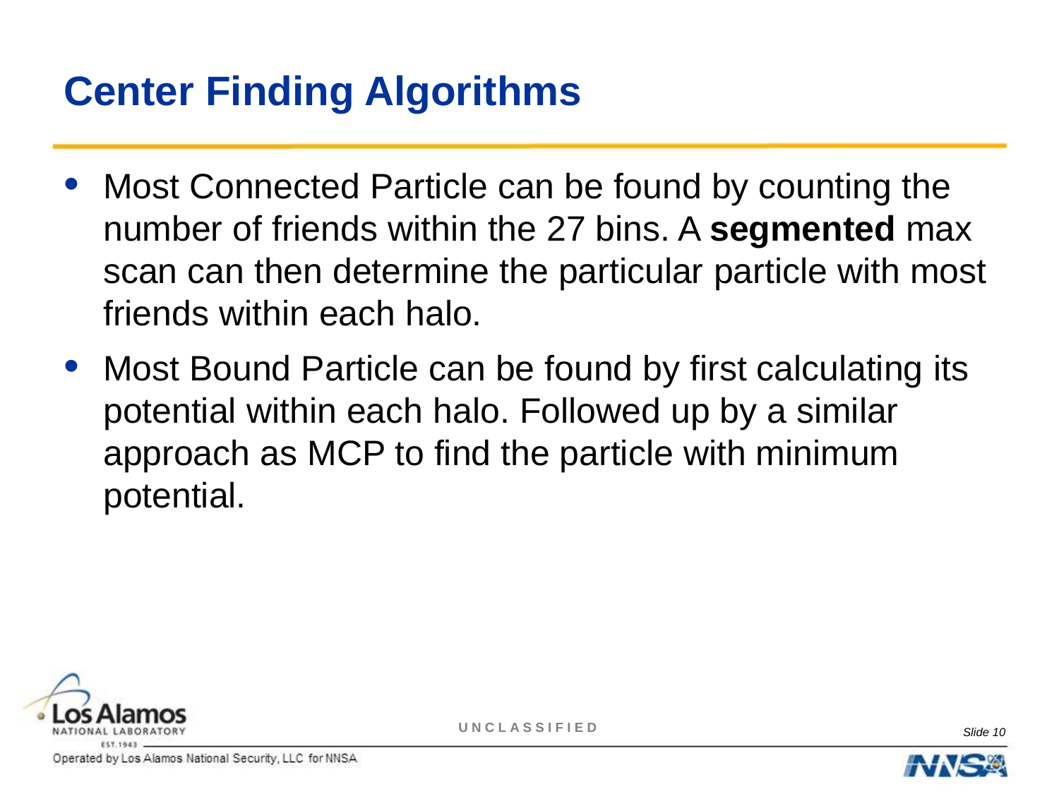# Center Finding Algorithms

- Most Connected Particle can be found by counting the number of friends within the 27 bins. A **segmented** max scan can then determine the particular particle with most friends within each halo.
- Most Bound Particle can be found by first calculating its potential within each halo. Followed up by a similar approach as MCP to find the particle with minimum potential.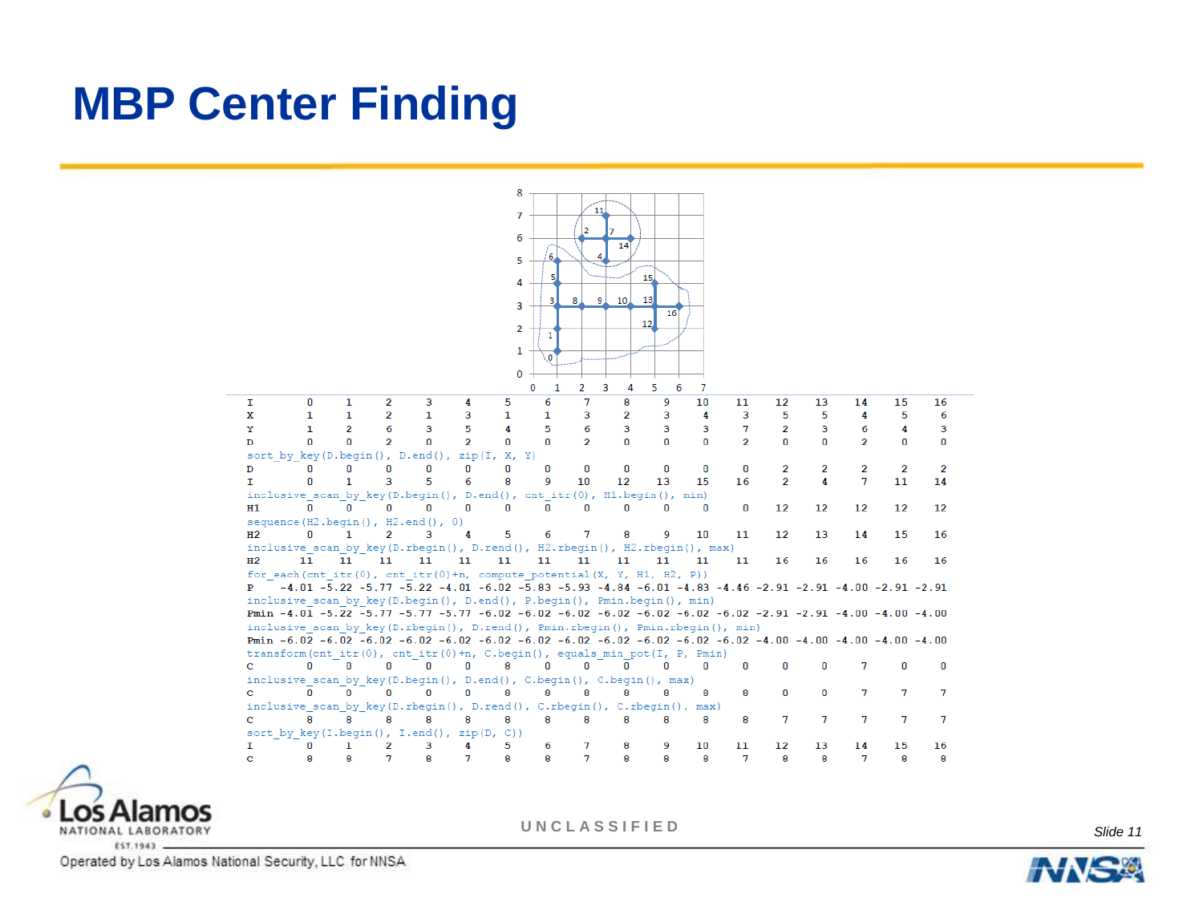# MBP Center Finding

```
I      0     1     2     3     4     5     6     7     8     9     10    11    12    13    14    15    16
X      1     1     2     1     3     1     1     3     2     3     4     3     5     5     4     5     6
Y      1     2     6     3     5     4     5     6     3     3     3     7     2     3     6     4     3
D      0     0     2     0     2     0     0     2     0     0     0     2     0     0     2     0     0
sort_by_key(D.begin(), D.end(), zip(I, X, Y))
D      0     0     0     0     0     0     0     0     0     0     0     0     2     2     2     2     2
I      0     1     3     5     6     8     9     10    12    13    15    16    2     4     7     11    14
inclusive_scan_by_key(D.begin(), D.end(), cnt_itr(0), H1.begin(), min)
H1     0     0     0     0     0     0     0     0     0     0     0     0     12    12    12    12    12
sequence(H2.begin(), H2.end(), 0)
H2     0     1     2     3     4     5     6     7     8     9     10    11    12    13    14    15    16
inclusive_scan_by_key(D.rbegin(), D.rend(), H2.rbegin(), H2.rbegin(), max)
H2     11    11    11    11    11    11    11    11    11    11    11    11    16    16    16    16    16
for_each(cnt_itr(0), cnt_itr(0)+n, compute_potential(X, Y, H1, H2, P))
P    -4.01 -5.22 -5.77 -5.22 -4.01 -6.02 -5.83 -5.93 -4.84 -6.01 -4.83 -4.46 -2.91 -2.91 -4.00 -2.91 -2.91
inclusive_scan_by_key(D.begin(), D.end(), P.begin(), Pmin.begin(), min)
Pmin -4.01 -5.22 -5.77 -5.77 -5.77 -6.02 -6.02 -6.02 -6.02 -6.02 -6.02 -6.02 -2.91 -2.91 -4.00 -4.00 -4.00
inclusive_scan_by_key(D.rbegin(), D.rend(), Pmin.rbegin(), Pmin.rbegin(), min)
Pmin -6.02 -6.02 -6.02 -6.02 -6.02 -6.02 -6.02 -6.02 -6.02 -6.02 -6.02 -6.02 -4.00 -4.00 -4.00 -4.00 -4.00
transform(cnt_itr(0), cnt_itr(0)+n, C.begin(), equals_min_pot(I, P, Pmin)
C      0     0     0     0     0     8     0     0     0     0     0     0     0     0     7     0     0
inclusive_scan_by_key(D.begin(), D.end(), C.begin(), C.begin(), max)
C      0     0     0     0     0     8     8     8     8     8     8     8     0     0     7     7     7
inclusive_scan_by_key(D.rbegin(), D.rend(), C.rbegin(), C.rbegin(), max)
C      8     8     8     8     8     8     8     8     8     8     8     8     7     7     7     7     7
sort_by_key(I.begin(), I.end(), zip(D, C))
I      0     1     2     3     4     5     6     7     8     9     10    11    12    13    14    15    16
C      8     8     7     8     7     8     8     7     8     8     8     7     8     8     7     8     8
```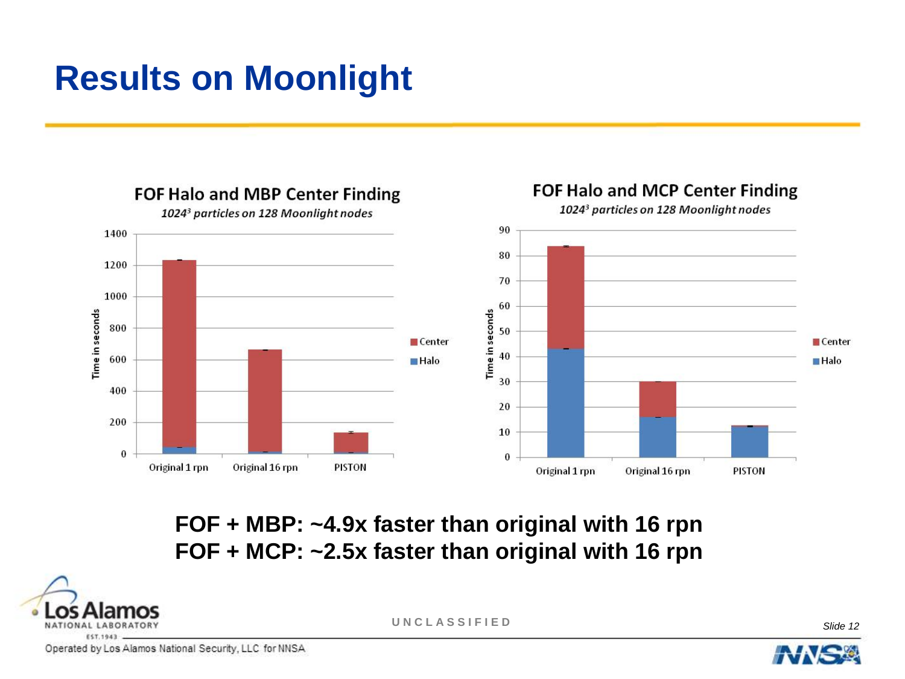# Results on Moonlight

**FOF Halo and MBP Center Finding**

*1024³ particles on 128 Moonlight nodes*

**FOF Halo and MCP Center Finding**

*1024³ particles on 128 Moonlight nodes*

**FOF + MBP: ~4.9x faster than original with 16 rpn**
**FOF + MCP: ~2.5x faster than original with 16 rpn**

UNCLASSIFIED

Operated by Los Alamos National Security, LLC for NNSA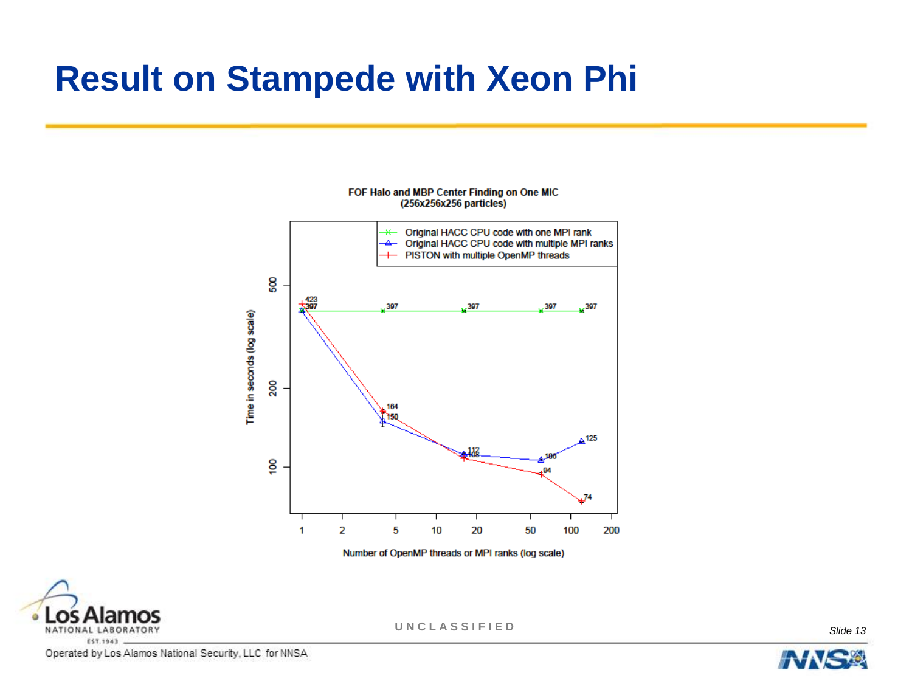# Result on Stampede with Xeon Phi

**FOF Halo and MBP Center Finding on One MIC (256x256x256 particles)**

- Original HACC CPU code with one MPI rank
- Original HACC CPU code with multiple MPI ranks
- PISTON with multiple OpenMP threads

Time in seconds (log scale)

Number of OpenMP threads or MPI ranks (log scale)

| Number of OpenMP threads or MPI ranks | Original HACC CPU code with one MPI rank | Original HACC CPU code with multiple MPI ranks | PISTON with multiple OpenMP threads |
| --- | --- | --- | --- |
| 1 | 397 | 397 | 423 |
| 4 | 397 | 150 | 164 |
| 16 | 397 | 112 | 105 |
| 60 | 397 | 106 | 94 |
| 120 | 397 | 125 | 74 |

UNCLASSIFIED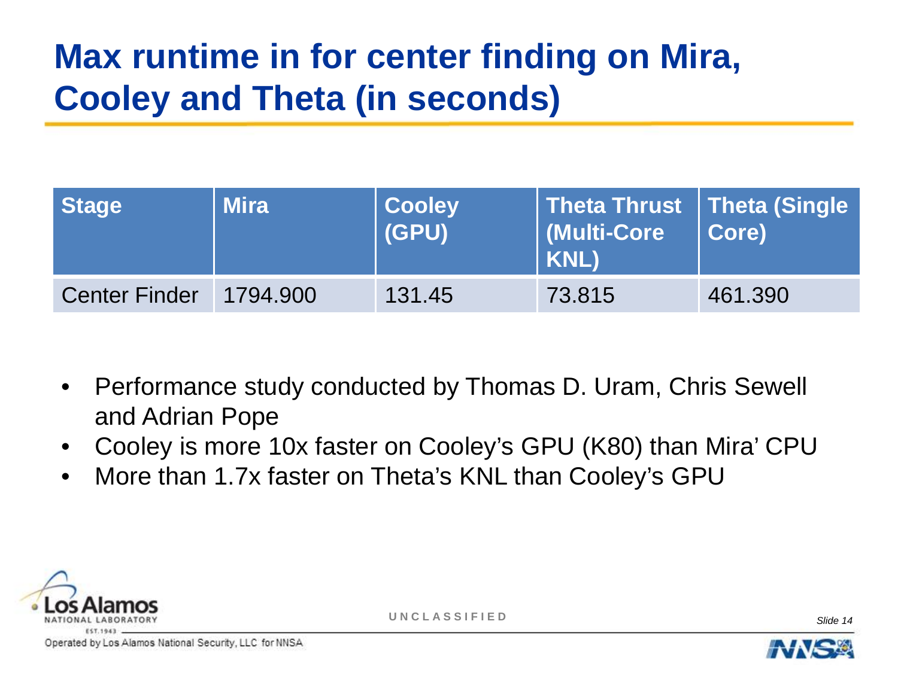# Max runtime in for center finding on Mira, Cooley and Theta (in seconds)

| Stage | Mira | Cooley (GPU) | Theta Thrust (Multi-Core KNL) | Theta (Single Core) |
|---|---|---|---|---|
| Center Finder | 1794.900 | 131.45 | 73.815 | 461.390 |

- Performance study conducted by Thomas D. Uram, Chris Sewell and Adrian Pope
- Cooley is more 10x faster on Cooley's GPU (K80) than Mira' CPU
- More than 1.7x faster on Theta's KNL than Cooley's GPU